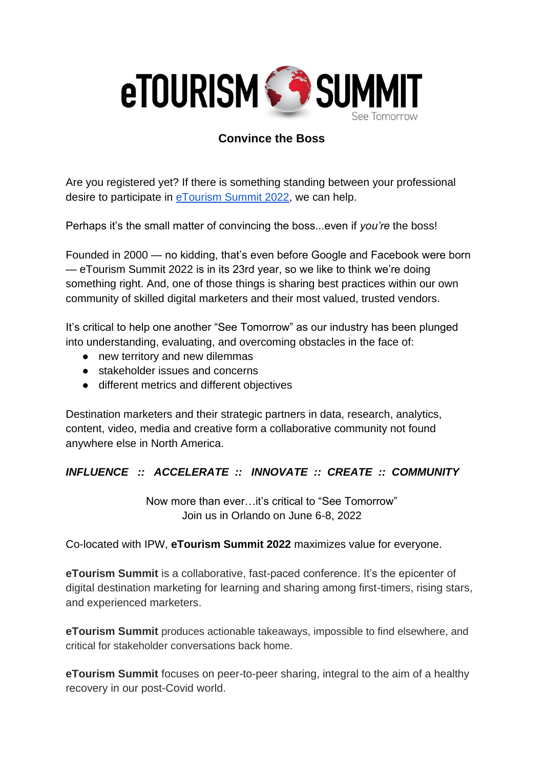# eTOURISM SUMMIT

See Tomorrow

## Convince the Boss

Are you registered yet? If there is something standing between your professional desire to participate in eTourism Summit 2022, we can help.

Perhaps it's the small matter of convincing the boss...even if *you're* the boss!

Founded in 2000 — no kidding, that's even before Google and Facebook were born — eTourism Summit 2022 is in its 23rd year, so we like to think we're doing something right. And, one of those things is sharing best practices within our own community of skilled digital marketers and their most valued, trusted vendors.

It's critical to help one another "See Tomorrow" as our industry has been plunged into understanding, evaluating, and overcoming obstacles in the face of:

- new territory and new dilemmas
- stakeholder issues and concerns
- different metrics and different objectives

Destination marketers and their strategic partners in data, research, analytics, content, video, media and creative form a collaborative community not found anywhere else in North America.

***INFLUENCE :: ACCELERATE :: INNOVATE :: CREATE :: COMMUNITY***

Now more than ever…it's critical to "See Tomorrow"
Join us in Orlando on June 6-8, 2022

Co-located with IPW, **eTourism Summit 2022** maximizes value for everyone.

**eTourism Summit** is a collaborative, fast-paced conference. It's the epicenter of digital destination marketing for learning and sharing among first-timers, rising stars, and experienced marketers.

**eTourism Summit** produces actionable takeaways, impossible to find elsewhere, and critical for stakeholder conversations back home.

**eTourism Summit** focuses on peer-to-peer sharing, integral to the aim of a healthy recovery in our post-Covid world.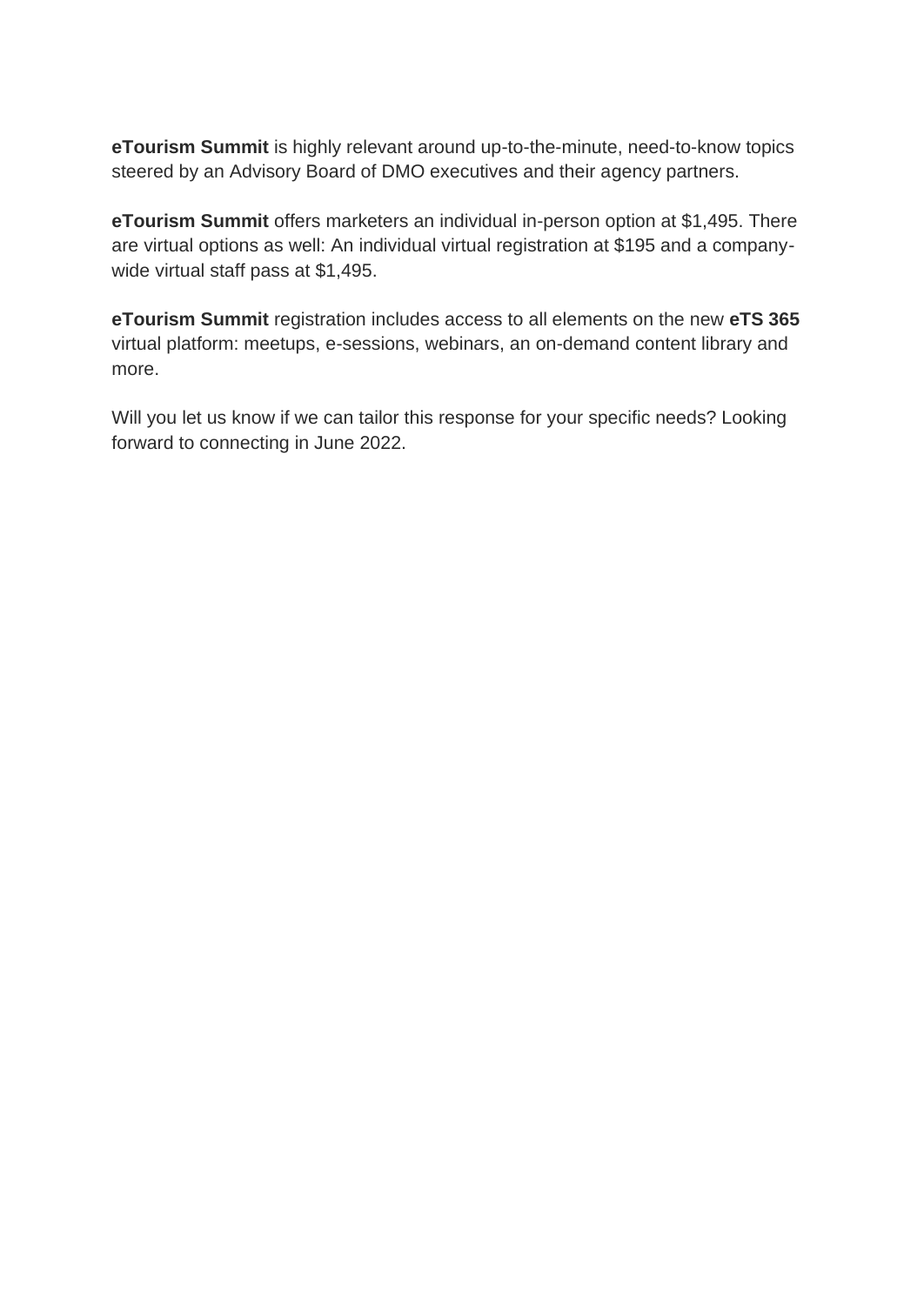**eTourism Summit** is highly relevant around up-to-the-minute, need-to-know topics steered by an Advisory Board of DMO executives and their agency partners.

**eTourism Summit** offers marketers an individual in-person option at $1,495. There are virtual options as well: An individual virtual registration at $195 and a company-wide virtual staff pass at $1,495.

**eTourism Summit** registration includes access to all elements on the new **eTS 365** virtual platform: meetups, e-sessions, webinars, an on-demand content library and more.

Will you let us know if we can tailor this response for your specific needs? Looking forward to connecting in June 2022.